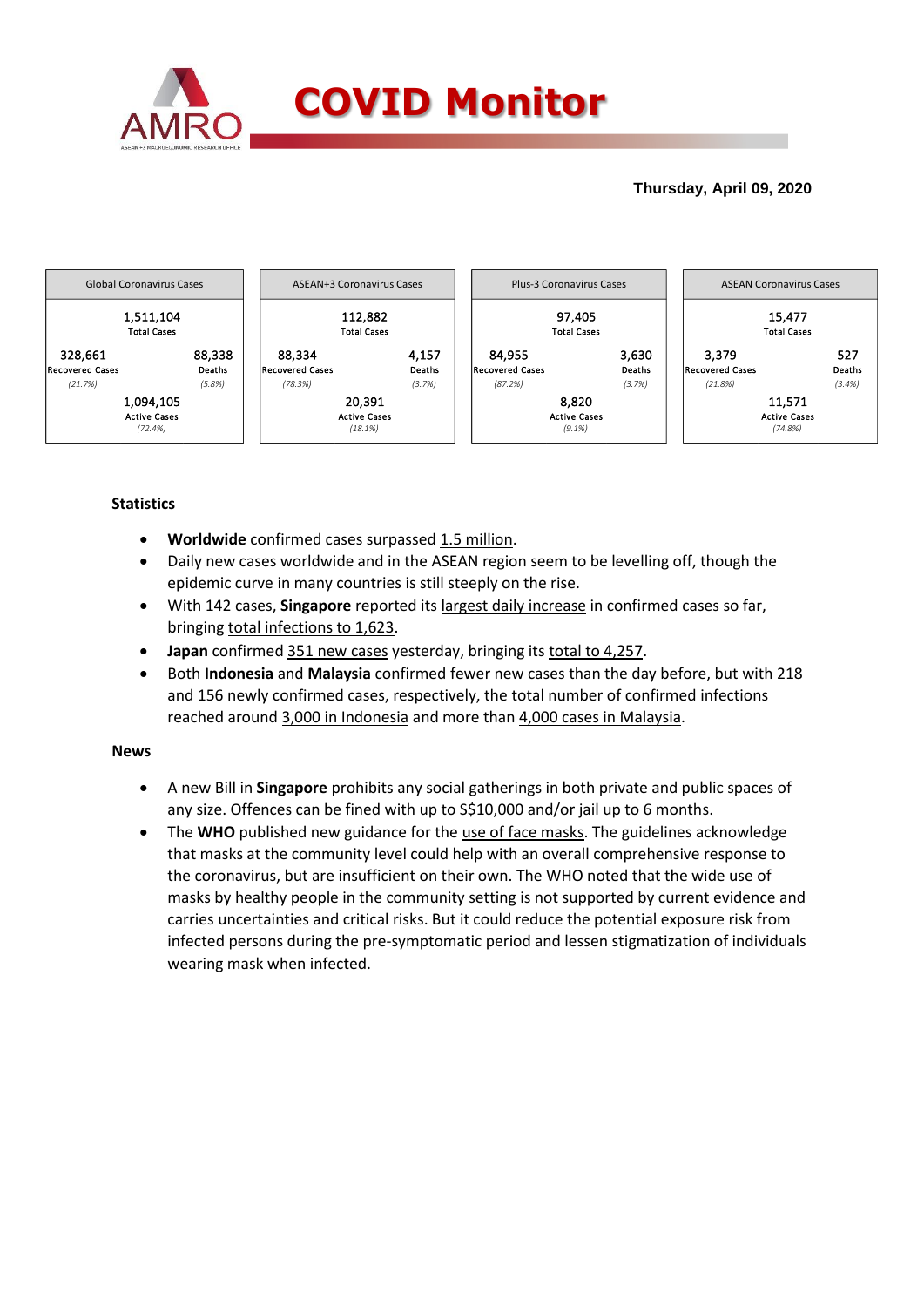# COVID Monitor

**Thursday, April 09, 2020**

| Global Coronavirus Cases | | ASEAN+3 Coronavirus Cases | | Plus-3 Coronavirus Cases | | ASEAN Coronavirus Cases | |
|---|---|---|---|---|---|---|---|
| 1,511,104 Total Cases | | 112,882 Total Cases | | 97,405 Total Cases | | 15,477 Total Cases | |
| 328,661 Recovered Cases *(21.7%)* | 88,338 Deaths *(5.8%)* | 88,334 Recovered Cases *(78.3%)* | 4,157 Deaths *(3.7%)* | 84,955 Recovered Cases *(87.2%)* | 3,630 Deaths *(3.7%)* | 3,379 Recovered Cases *(21.8%)* | 527 Deaths *(3.4%)* |
| 1,094,105 Active Cases *(72.4%)* | | 20,391 Active Cases *(18.1%)* | | 8,820 Active Cases *(9.1%)* | | 11,571 Active Cases *(74.8%)* | |

## Statistics

- **Worldwide** confirmed cases surpassed 1.5 million.
- Daily new cases worldwide and in the ASEAN region seem to be levelling off, though the epidemic curve in many countries is still steeply on the rise.
- With 142 cases, **Singapore** reported its largest daily increase in confirmed cases so far, bringing total infections to 1,623.
- **Japan** confirmed 351 new cases yesterday, bringing its total to 4,257.
- Both **Indonesia** and **Malaysia** confirmed fewer new cases than the day before, but with 218 and 156 newly confirmed cases, respectively, the total number of confirmed infections reached around 3,000 in Indonesia and more than 4,000 cases in Malaysia.

## News

- A new Bill in **Singapore** prohibits any social gatherings in both private and public spaces of any size. Offences can be fined with up to S$10,000 and/or jail up to 6 months.
- The **WHO** published new guidance for the use of face masks. The guidelines acknowledge that masks at the community level could help with an overall comprehensive response to the coronavirus, but are insufficient on their own. The WHO noted that the wide use of masks by healthy people in the community setting is not supported by current evidence and carries uncertainties and critical risks. But it could reduce the potential exposure risk from infected persons during the pre-symptomatic period and lessen stigmatization of individuals wearing mask when infected.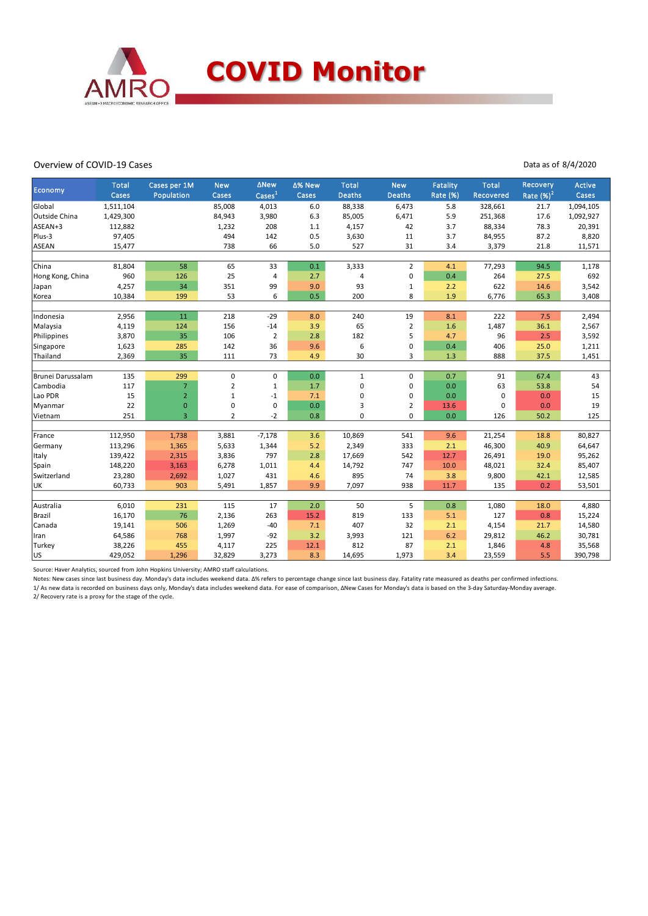# COVID Monitor

Overview of COVID-19 Cases

Data as of 8/4/2020

| Economy | Total Cases | Cases per 1M Population | New Cases | ΔNew Cases[1] | Δ% New Cases | Total Deaths | New Deaths | Fatality Rate (%) | Total Recovered | Recovery Rate (%)[2] | Active Cases |
|---|---|---|---|---|---|---|---|---|---|---|---|
| Global | 1,511,104 | | 85,008 | 4,013 | 6.0 | 88,338 | 6,473 | 5.8 | 328,661 | 21.7 | 1,094,105 |
| Outside China | 1,429,300 | | 84,943 | 3,980 | 6.3 | 85,005 | 6,471 | 5.9 | 251,368 | 17.6 | 1,092,927 |
| ASEAN+3 | 112,882 | | 1,232 | 208 | 1.1 | 4,157 | 42 | 3.7 | 88,334 | 78.3 | 20,391 |
| Plus-3 | 97,405 | | 494 | 142 | 0.5 | 3,630 | 11 | 3.7 | 84,955 | 87.2 | 8,820 |
| ASEAN | 15,477 | | 738 | 66 | 5.0 | 527 | 31 | 3.4 | 3,379 | 21.8 | 11,571 |
| | | | | | | | | | | | |
| China | 81,804 | 58 | 65 | 33 | 0.1 | 3,333 | 2 | 4.1 | 77,293 | 94.5 | 1,178 |
| Hong Kong, China | 960 | 126 | 25 | 4 | 2.7 | 4 | 0 | 0.4 | 264 | 27.5 | 692 |
| Japan | 4,257 | 34 | 351 | 99 | 9.0 | 93 | 1 | 2.2 | 622 | 14.6 | 3,542 |
| Korea | 10,384 | 199 | 53 | 6 | 0.5 | 200 | 8 | 1.9 | 6,776 | 65.3 | 3,408 |
| | | | | | | | | | | | |
| Indonesia | 2,956 | 11 | 218 | -29 | 8.0 | 240 | 19 | 8.1 | 222 | 7.5 | 2,494 |
| Malaysia | 4,119 | 124 | 156 | -14 | 3.9 | 65 | 2 | 1.6 | 1,487 | 36.1 | 2,567 |
| Philippines | 3,870 | 35 | 106 | 2 | 2.8 | 182 | 5 | 4.7 | 96 | 2.5 | 3,592 |
| Singapore | 1,623 | 285 | 142 | 36 | 9.6 | 6 | 0 | 0.4 | 406 | 25.0 | 1,211 |
| Thailand | 2,369 | 35 | 111 | 73 | 4.9 | 30 | 3 | 1.3 | 888 | 37.5 | 1,451 |
| | | | | | | | | | | | |
| Brunei Darussalam | 135 | 299 | 0 | 0 | 0.0 | 1 | 0 | 0.7 | 91 | 67.4 | 43 |
| Cambodia | 117 | 7 | 2 | 1 | 1.7 | 0 | 0 | 0.0 | 63 | 53.8 | 54 |
| Lao PDR | 15 | 2 | 1 | -1 | 7.1 | 0 | 0 | 0.0 | 0 | 0.0 | 15 |
| Myanmar | 22 | 0 | 0 | 0 | 0.0 | 3 | 2 | 13.6 | 0 | 0.0 | 19 |
| Vietnam | 251 | 3 | 2 | -2 | 0.8 | 0 | 0 | 0.0 | 126 | 50.2 | 125 |
| | | | | | | | | | | | |
| France | 112,950 | 1,738 | 3,881 | -7,178 | 3.6 | 10,869 | 541 | 9.6 | 21,254 | 18.8 | 80,827 |
| Germany | 113,296 | 1,365 | 5,633 | 1,344 | 5.2 | 2,349 | 333 | 2.1 | 46,300 | 40.9 | 64,647 |
| Italy | 139,422 | 2,315 | 3,836 | 797 | 2.8 | 17,669 | 542 | 12.7 | 26,491 | 19.0 | 95,262 |
| Spain | 148,220 | 3,163 | 6,278 | 1,011 | 4.4 | 14,792 | 747 | 10.0 | 48,021 | 32.4 | 85,407 |
| Switzerland | 23,280 | 2,692 | 1,027 | 431 | 4.6 | 895 | 74 | 3.8 | 9,800 | 42.1 | 12,585 |
| UK | 60,733 | 903 | 5,491 | 1,857 | 9.9 | 7,097 | 938 | 11.7 | 135 | 0.2 | 53,501 |
| | | | | | | | | | | | |
| Australia | 6,010 | 231 | 115 | 17 | 2.0 | 50 | 5 | 0.8 | 1,080 | 18.0 | 4,880 |
| Brazil | 16,170 | 76 | 2,136 | 263 | 15.2 | 819 | 133 | 5.1 | 127 | 0.8 | 15,224 |
| Canada | 19,141 | 506 | 1,269 | -40 | 7.1 | 407 | 32 | 2.1 | 4,154 | 21.7 | 14,580 |
| Iran | 64,586 | 768 | 1,997 | -92 | 3.2 | 3,993 | 121 | 6.2 | 29,812 | 46.2 | 30,781 |
| Turkey | 38,226 | 455 | 4,117 | 225 | 12.1 | 812 | 87 | 2.1 | 1,846 | 4.8 | 35,568 |
| US | 429,052 | 1,296 | 32,829 | 3,273 | 8.3 | 14,695 | 1,973 | 3.4 | 23,559 | 5.5 | 390,798 |

Source: Haver Analytics, sourced from John Hopkins University; AMRO staff calculations.

Notes: New cases since last business day. Monday's data includes weekend data. Δ% refers to percentage change since last business day. Fatality rate measured as deaths per confirmed infections.

1/ As new data is recorded on business days only, Monday's data includes weekend data. For ease of comparison, ΔNew Cases for Monday's data is based on the 3-day Saturday-Monday average.

2/ Recovery rate is a proxy for the stage of the cycle.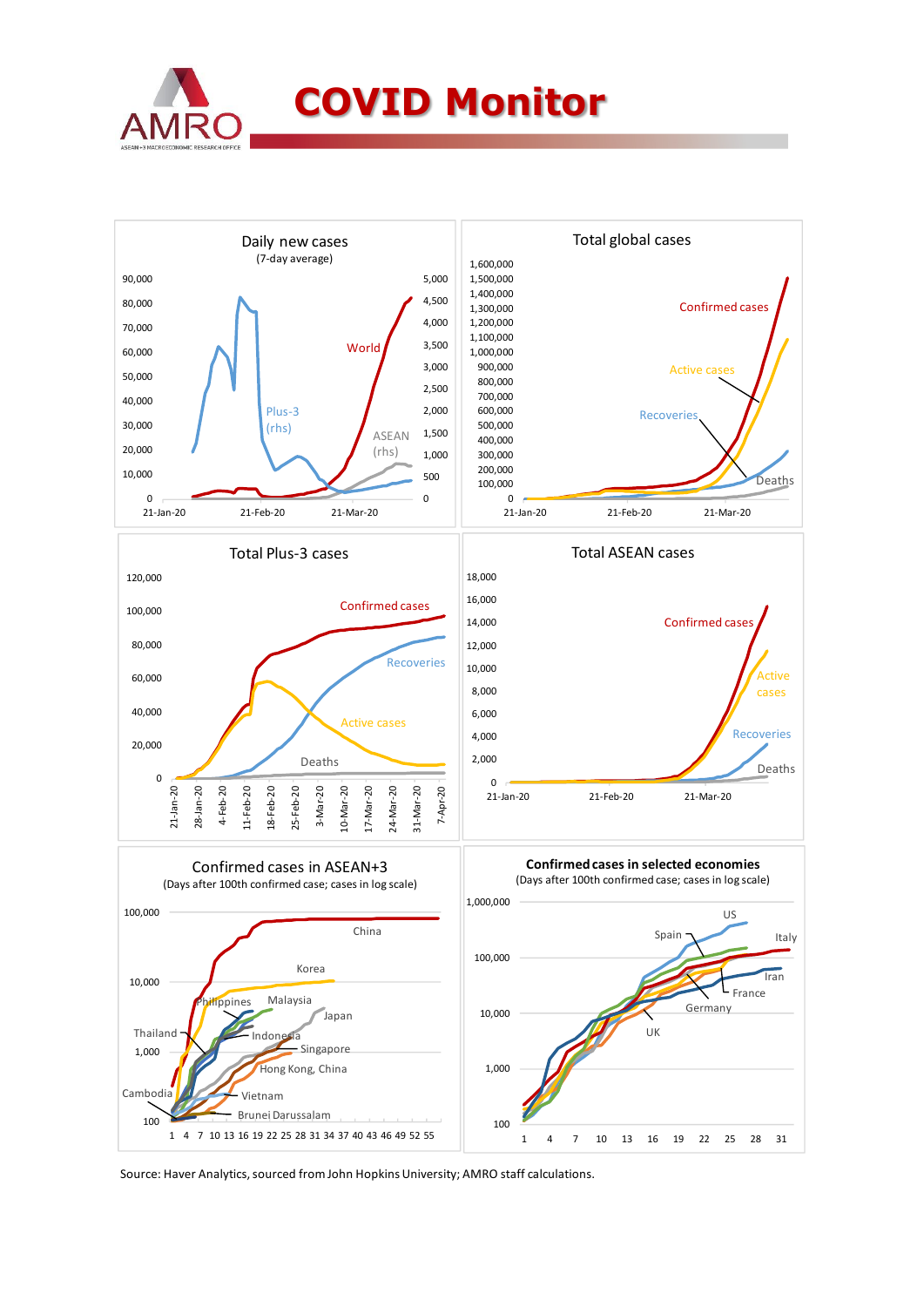# COVID Monitor

AMRO

ASEAN+3 MACROECONOMIC RESEARCH OFFICE

## Daily new cases
(7-day average)

90,000
80,000
70,000
60,000
50,000
40,000
30,000
20,000
10,000
0

5,000
4,500
4,000
3,500
3,000
2,500
2,000
1,500
1,000
500
0

21-Jan-20
21-Feb-20
21-Mar-20

World
Plus-3 (rhs)
ASEAN (rhs)

## Total global cases

1,600,000
1,500,000
1,400,000
1,300,000
1,200,000
1,100,000
1,000,000
900,000
800,000
700,000
600,000
500,000
400,000
300,000
200,000
100,000
0

21-Jan-20
21-Feb-20
21-Mar-20

Confirmed cases
Active cases
Recoveries
Deaths

## Total Plus-3 cases

120,000
100,000
80,000
60,000
40,000
20,000
0

21-Jan-20
28-Jan-20
4-Feb-20
11-Feb-20
18-Feb-20
25-Feb-20
3-Mar-20
10-Mar-20
17-Mar-20
24-Mar-20
31-Mar-20
7-Apr-20

Confirmed cases
Recoveries
Active cases
Deaths

## Total ASEAN cases

18,000
16,000
14,000
12,000
10,000
8,000
6,000
4,000
2,000
0

21-Jan-20
21-Feb-20
21-Mar-20

Confirmed cases
Active cases
Recoveries
Deaths

## Confirmed cases in ASEAN+3
(Days after 100th confirmed case; cases in log scale)

100,000
10,000
1,000
100

1 4 7 10 13 16 19 22 25 28 31 34 37 40 43 46 49 52 55

China
Korea
Philippines
Malaysia
Japan
Thailand
Indonesia
Singapore
Hong Kong, China
Cambodia
Vietnam
Brunei Darussalam

## Confirmed cases in selected economies
(Days after 100th confirmed case; cases in log scale)

1,000,000
100,000
10,000
1,000
100

1 4 7 10 13 16 19 22 25 28 31

US
Spain
Italy
Iran
France
Germany
UK

Source: Haver Analytics, sourced from John Hopkins University; AMRO staff calculations.